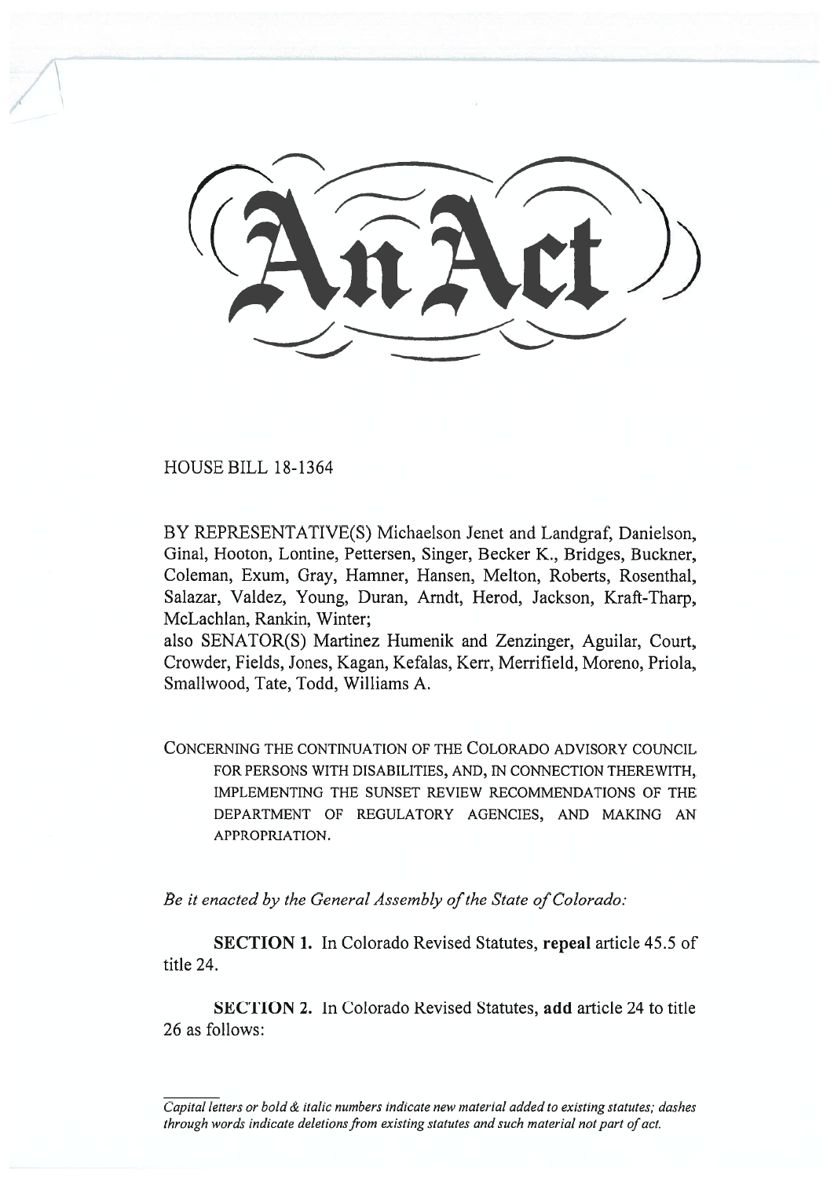# An Act

HOUSE BILL 18-1364

BY REPRESENTATIVE(S) Michaelson Jenet and Landgraf, Danielson, Ginal, Hooton, Lontine, Pettersen, Singer, Becker K., Bridges, Buckner, Coleman, Exum, Gray, Hamner, Hansen, Melton, Roberts, Rosenthal, Salazar, Valdez, Young, Duran, Arndt, Herod, Jackson, Kraft-Tharp, McLachlan, Rankin, Winter;

also SENATOR(S) Martinez Humenik and Zenzinger, Aguilar, Court, Crowder, Fields, Jones, Kagan, Kefalas, Kerr, Merrifield, Moreno, Priola, Smallwood, Tate, Todd, Williams A.

CONCERNING THE CONTINUATION OF THE COLORADO ADVISORY COUNCIL FOR PERSONS WITH DISABILITIES, AND, IN CONNECTION THEREWITH, IMPLEMENTING THE SUNSET REVIEW RECOMMENDATIONS OF THE DEPARTMENT OF REGULATORY AGENCIES, AND MAKING AN APPROPRIATION.

*Be it enacted by the General Assembly of the State of Colorado:*

**SECTION 1.** In Colorado Revised Statutes, **repeal** article 45.5 of title 24.

**SECTION 2.** In Colorado Revised Statutes, **add** article 24 to title 26 as follows:

*Capital letters or bold & italic numbers indicate new material added to existing statutes; dashes through words indicate deletions from existing statutes and such material not part of act.*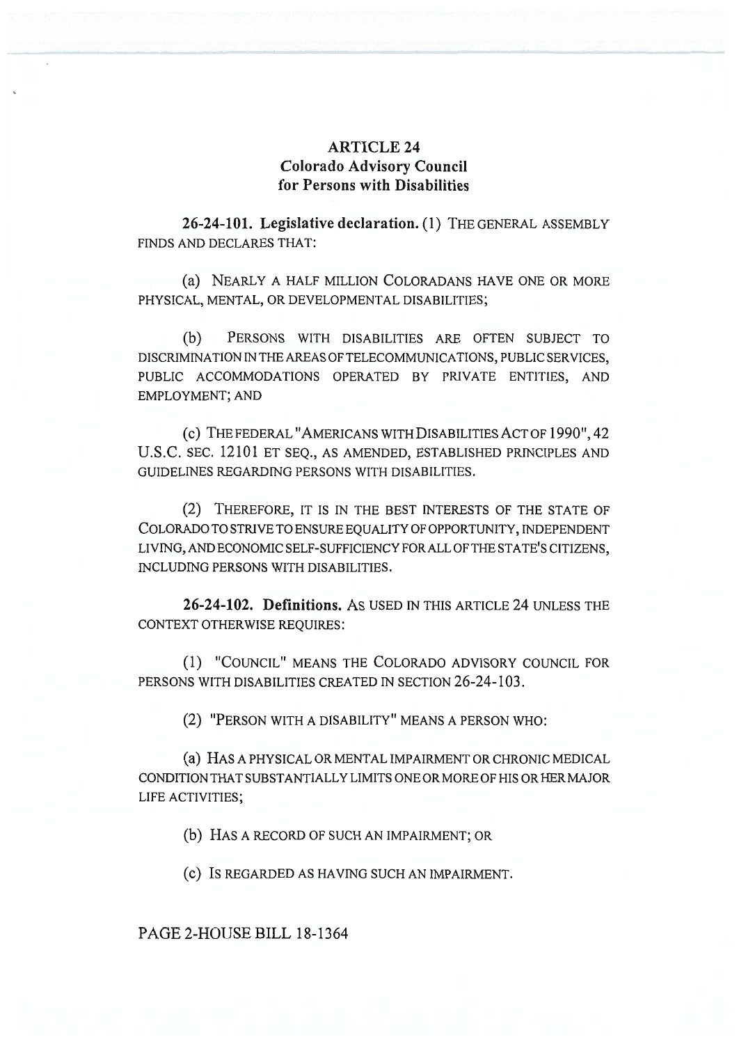## ARTICLE 24
## Colorado Advisory Council for Persons with Disabilities

**26-24-101. Legislative declaration.** (1) THE GENERAL ASSEMBLY FINDS AND DECLARES THAT:

(a) NEARLY A HALF MILLION COLORADANS HAVE ONE OR MORE PHYSICAL, MENTAL, OR DEVELOPMENTAL DISABILITIES;

(b) PERSONS WITH DISABILITIES ARE OFTEN SUBJECT TO DISCRIMINATION IN THE AREAS OF TELECOMMUNICATIONS, PUBLIC SERVICES, PUBLIC ACCOMMODATIONS OPERATED BY PRIVATE ENTITIES, AND EMPLOYMENT; AND

(c) THE FEDERAL "AMERICANS WITH DISABILITIES ACT OF 1990", 42 U.S.C. SEC. 12101 ET SEQ., AS AMENDED, ESTABLISHED PRINCIPLES AND GUIDELINES REGARDING PERSONS WITH DISABILITIES.

(2) THEREFORE, IT IS IN THE BEST INTERESTS OF THE STATE OF COLORADO TO STRIVE TO ENSURE EQUALITY OF OPPORTUNITY, INDEPENDENT LIVING, AND ECONOMIC SELF-SUFFICIENCY FOR ALL OF THE STATE'S CITIZENS, INCLUDING PERSONS WITH DISABILITIES.

**26-24-102. Definitions.** AS USED IN THIS ARTICLE 24 UNLESS THE CONTEXT OTHERWISE REQUIRES:

(1) "COUNCIL" MEANS THE COLORADO ADVISORY COUNCIL FOR PERSONS WITH DISABILITIES CREATED IN SECTION 26-24-103.

(2) "PERSON WITH A DISABILITY" MEANS A PERSON WHO:

(a) HAS A PHYSICAL OR MENTAL IMPAIRMENT OR CHRONIC MEDICAL CONDITION THAT SUBSTANTIALLY LIMITS ONE OR MORE OF HIS OR HER MAJOR LIFE ACTIVITIES;

(b) HAS A RECORD OF SUCH AN IMPAIRMENT; OR

(c) IS REGARDED AS HAVING SUCH AN IMPAIRMENT.

PAGE 2-HOUSE BILL 18-1364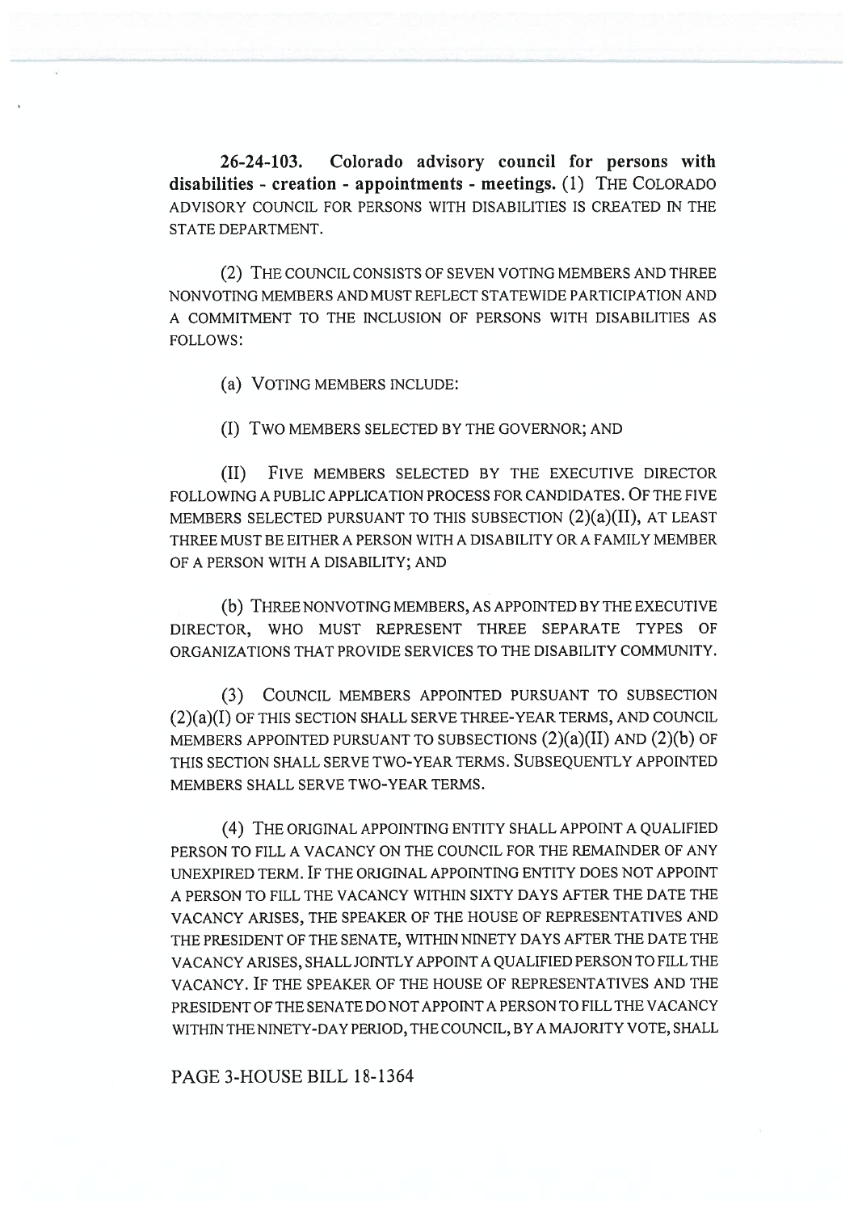**26-24-103. Colorado advisory council for persons with disabilities - creation - appointments - meetings.** (1) THE COLORADO ADVISORY COUNCIL FOR PERSONS WITH DISABILITIES IS CREATED IN THE STATE DEPARTMENT.

(2) THE COUNCIL CONSISTS OF SEVEN VOTING MEMBERS AND THREE NONVOTING MEMBERS AND MUST REFLECT STATEWIDE PARTICIPATION AND A COMMITMENT TO THE INCLUSION OF PERSONS WITH DISABILITIES AS FOLLOWS:

(a) VOTING MEMBERS INCLUDE:

(I) TWO MEMBERS SELECTED BY THE GOVERNOR; AND

(II) FIVE MEMBERS SELECTED BY THE EXECUTIVE DIRECTOR FOLLOWING A PUBLIC APPLICATION PROCESS FOR CANDIDATES. OF THE FIVE MEMBERS SELECTED PURSUANT TO THIS SUBSECTION (2)(a)(II), AT LEAST THREE MUST BE EITHER A PERSON WITH A DISABILITY OR A FAMILY MEMBER OF A PERSON WITH A DISABILITY; AND

(b) THREE NONVOTING MEMBERS, AS APPOINTED BY THE EXECUTIVE DIRECTOR, WHO MUST REPRESENT THREE SEPARATE TYPES OF ORGANIZATIONS THAT PROVIDE SERVICES TO THE DISABILITY COMMUNITY.

(3) COUNCIL MEMBERS APPOINTED PURSUANT TO SUBSECTION (2)(a)(I) OF THIS SECTION SHALL SERVE THREE-YEAR TERMS, AND COUNCIL MEMBERS APPOINTED PURSUANT TO SUBSECTIONS (2)(a)(II) AND (2)(b) OF THIS SECTION SHALL SERVE TWO-YEAR TERMS. SUBSEQUENTLY APPOINTED MEMBERS SHALL SERVE TWO-YEAR TERMS.

(4) THE ORIGINAL APPOINTING ENTITY SHALL APPOINT A QUALIFIED PERSON TO FILL A VACANCY ON THE COUNCIL FOR THE REMAINDER OF ANY UNEXPIRED TERM. IF THE ORIGINAL APPOINTING ENTITY DOES NOT APPOINT A PERSON TO FILL THE VACANCY WITHIN SIXTY DAYS AFTER THE DATE THE VACANCY ARISES, THE SPEAKER OF THE HOUSE OF REPRESENTATIVES AND THE PRESIDENT OF THE SENATE, WITHIN NINETY DAYS AFTER THE DATE THE VACANCY ARISES, SHALL JOINTLY APPOINT A QUALIFIED PERSON TO FILL THE VACANCY. IF THE SPEAKER OF THE HOUSE OF REPRESENTATIVES AND THE PRESIDENT OF THE SENATE DO NOT APPOINT A PERSON TO FILL THE VACANCY WITHIN THE NINETY-DAY PERIOD, THE COUNCIL, BY A MAJORITY VOTE, SHALL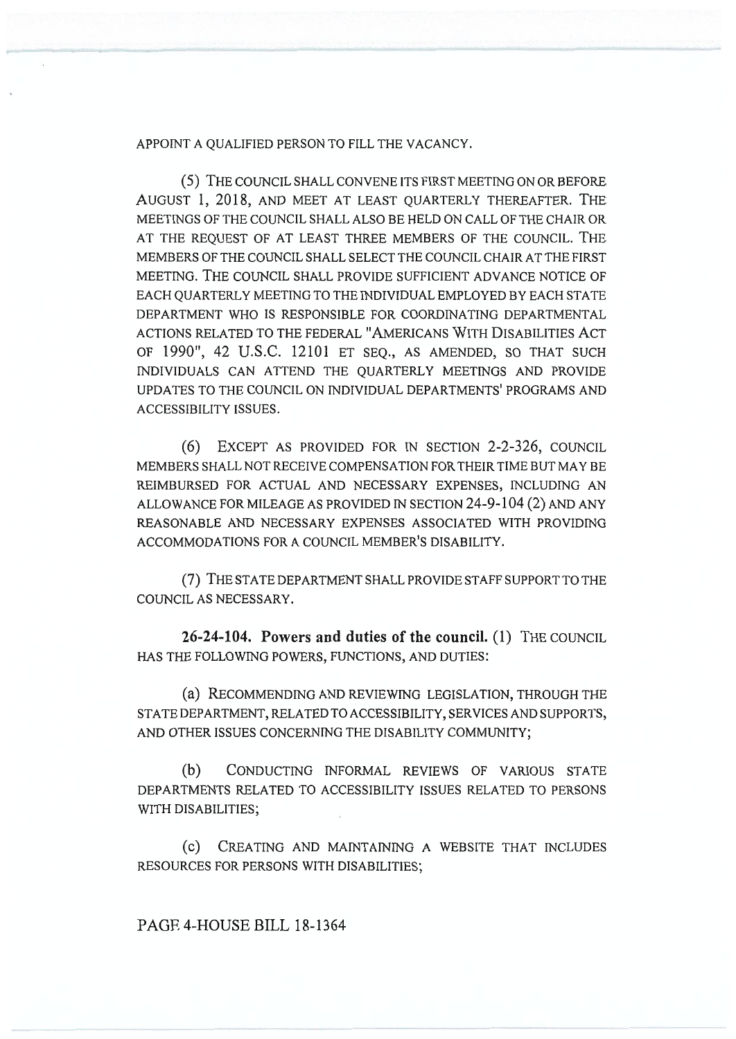APPOINT A QUALIFIED PERSON TO FILL THE VACANCY.

(5) THE COUNCIL SHALL CONVENE ITS FIRST MEETING ON OR BEFORE AUGUST 1, 2018, AND MEET AT LEAST QUARTERLY THEREAFTER. THE MEETINGS OF THE COUNCIL SHALL ALSO BE HELD ON CALL OF THE CHAIR OR AT THE REQUEST OF AT LEAST THREE MEMBERS OF THE COUNCIL. THE MEMBERS OF THE COUNCIL SHALL SELECT THE COUNCIL CHAIR AT THE FIRST MEETING. THE COUNCIL SHALL PROVIDE SUFFICIENT ADVANCE NOTICE OF EACH QUARTERLY MEETING TO THE INDIVIDUAL EMPLOYED BY EACH STATE DEPARTMENT WHO IS RESPONSIBLE FOR COORDINATING DEPARTMENTAL ACTIONS RELATED TO THE FEDERAL "AMERICANS WITH DISABILITIES ACT OF 1990", 42 U.S.C. 12101 ET SEQ., AS AMENDED, SO THAT SUCH INDIVIDUALS CAN ATTEND THE QUARTERLY MEETINGS AND PROVIDE UPDATES TO THE COUNCIL ON INDIVIDUAL DEPARTMENTS' PROGRAMS AND ACCESSIBILITY ISSUES.

(6) EXCEPT AS PROVIDED FOR IN SECTION 2-2-326, COUNCIL MEMBERS SHALL NOT RECEIVE COMPENSATION FOR THEIR TIME BUT MAY BE REIMBURSED FOR ACTUAL AND NECESSARY EXPENSES, INCLUDING AN ALLOWANCE FOR MILEAGE AS PROVIDED IN SECTION 24-9-104 (2) AND ANY REASONABLE AND NECESSARY EXPENSES ASSOCIATED WITH PROVIDING ACCOMMODATIONS FOR A COUNCIL MEMBER'S DISABILITY.

(7) THE STATE DEPARTMENT SHALL PROVIDE STAFF SUPPORT TO THE COUNCIL AS NECESSARY.

**26-24-104. Powers and duties of the council.** (1) THE COUNCIL HAS THE FOLLOWING POWERS, FUNCTIONS, AND DUTIES:

(a) RECOMMENDING AND REVIEWING LEGISLATION, THROUGH THE STATE DEPARTMENT, RELATED TO ACCESSIBILITY, SERVICES AND SUPPORTS, AND OTHER ISSUES CONCERNING THE DISABILITY COMMUNITY;

(b) CONDUCTING INFORMAL REVIEWS OF VARIOUS STATE DEPARTMENTS RELATED TO ACCESSIBILITY ISSUES RELATED TO PERSONS WITH DISABILITIES;

(c) CREATING AND MAINTAINING A WEBSITE THAT INCLUDES RESOURCES FOR PERSONS WITH DISABILITIES;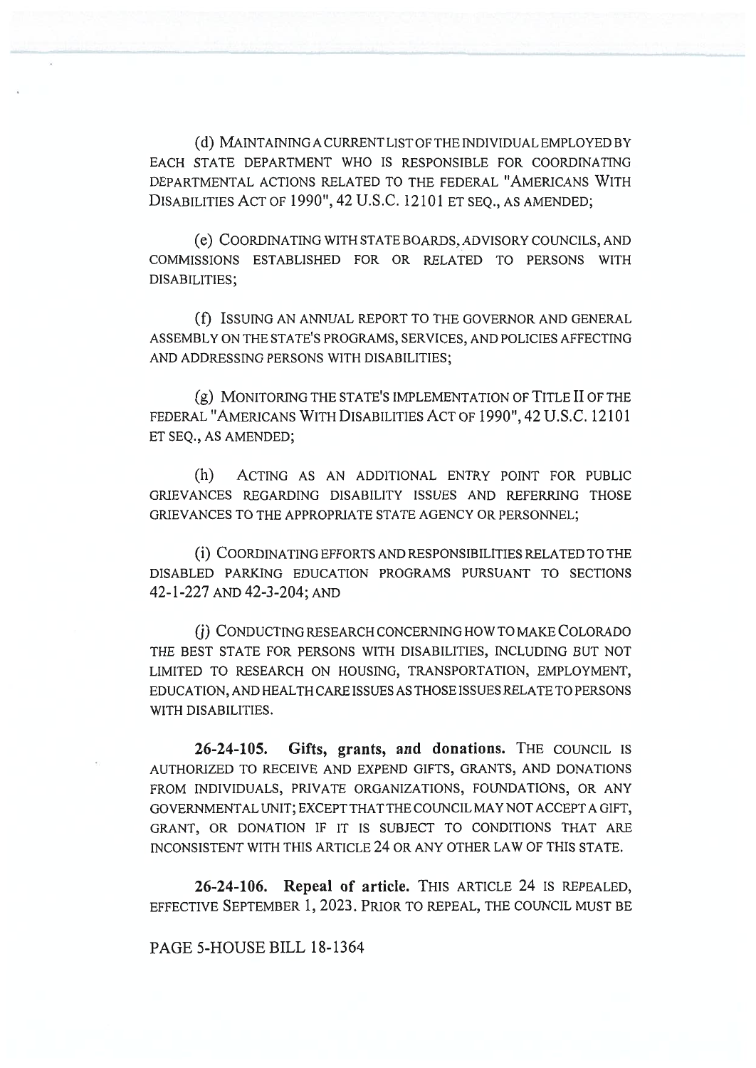(d) MAINTAINING A CURRENT LIST OF THE INDIVIDUAL EMPLOYED BY EACH STATE DEPARTMENT WHO IS RESPONSIBLE FOR COORDINATING DEPARTMENTAL ACTIONS RELATED TO THE FEDERAL "AMERICANS WITH DISABILITIES ACT OF 1990", 42 U.S.C. 12101 ET SEQ., AS AMENDED;

(e) COORDINATING WITH STATE BOARDS, ADVISORY COUNCILS, AND COMMISSIONS ESTABLISHED FOR OR RELATED TO PERSONS WITH DISABILITIES;

(f) ISSUING AN ANNUAL REPORT TO THE GOVERNOR AND GENERAL ASSEMBLY ON THE STATE'S PROGRAMS, SERVICES, AND POLICIES AFFECTING AND ADDRESSING PERSONS WITH DISABILITIES;

(g) MONITORING THE STATE'S IMPLEMENTATION OF TITLE II OF THE FEDERAL "AMERICANS WITH DISABILITIES ACT OF 1990", 42 U.S.C. 12101 ET SEQ., AS AMENDED;

(h) ACTING AS AN ADDITIONAL ENTRY POINT FOR PUBLIC GRIEVANCES REGARDING DISABILITY ISSUES AND REFERRING THOSE GRIEVANCES TO THE APPROPRIATE STATE AGENCY OR PERSONNEL;

(i) COORDINATING EFFORTS AND RESPONSIBILITIES RELATED TO THE DISABLED PARKING EDUCATION PROGRAMS PURSUANT TO SECTIONS 42-1-227 AND 42-3-204; AND

(j) CONDUCTING RESEARCH CONCERNING HOW TO MAKE COLORADO THE BEST STATE FOR PERSONS WITH DISABILITIES, INCLUDING BUT NOT LIMITED TO RESEARCH ON HOUSING, TRANSPORTATION, EMPLOYMENT, EDUCATION, AND HEALTH CARE ISSUES AS THOSE ISSUES RELATE TO PERSONS WITH DISABILITIES.

**26-24-105. Gifts, grants, and donations.** THE COUNCIL IS AUTHORIZED TO RECEIVE AND EXPEND GIFTS, GRANTS, AND DONATIONS FROM INDIVIDUALS, PRIVATE ORGANIZATIONS, FOUNDATIONS, OR ANY GOVERNMENTAL UNIT; EXCEPT THAT THE COUNCIL MAY NOT ACCEPT A GIFT, GRANT, OR DONATION IF IT IS SUBJECT TO CONDITIONS THAT ARE INCONSISTENT WITH THIS ARTICLE 24 OR ANY OTHER LAW OF THIS STATE.

**26-24-106. Repeal of article.** THIS ARTICLE 24 IS REPEALED, EFFECTIVE SEPTEMBER 1, 2023. PRIOR TO REPEAL, THE COUNCIL MUST BE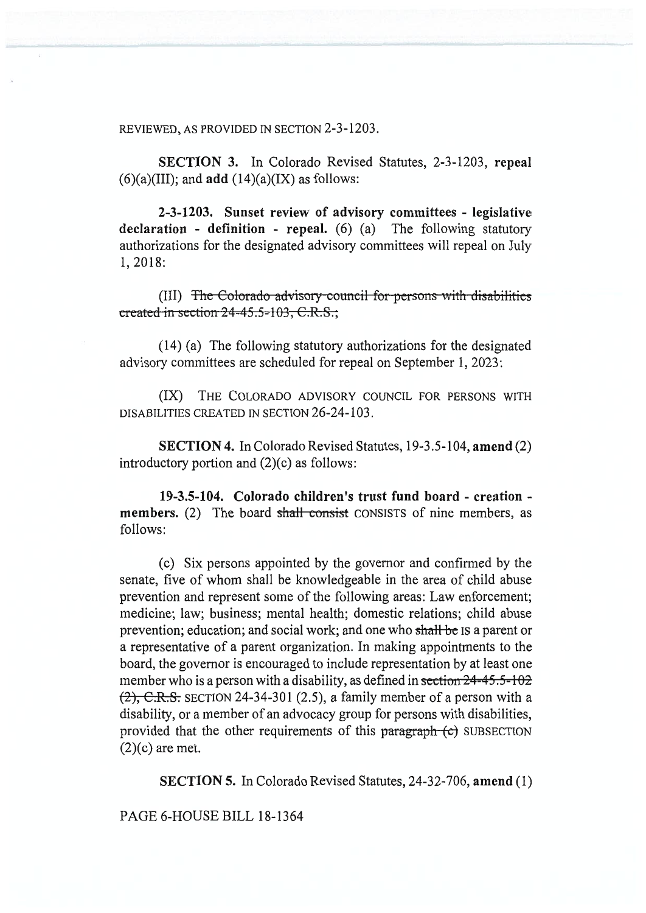REVIEWED, AS PROVIDED IN SECTION 2-3-1203.

**SECTION 3.** In Colorado Revised Statutes, 2-3-1203, **repeal** (6)(a)(III); and **add** (14)(a)(IX) as follows:

**2-3-1203. Sunset review of advisory committees - legislative declaration - definition - repeal.** (6) (a) The following statutory authorizations for the designated advisory committees will repeal on July 1, 2018:

(III) ~~The Colorado advisory council for persons with disabilities created in section 24-45.5-103, C.R.S.;~~

(14) (a) The following statutory authorizations for the designated advisory committees are scheduled for repeal on September 1, 2023:

(IX) THE COLORADO ADVISORY COUNCIL FOR PERSONS WITH DISABILITIES CREATED IN SECTION 26-24-103.

**SECTION 4.** In Colorado Revised Statutes, 19-3.5-104, **amend** (2) introductory portion and (2)(c) as follows:

**19-3.5-104. Colorado children's trust fund board - creation - members.** (2) The board ~~shall consist~~ CONSISTS of nine members, as follows:

(c) Six persons appointed by the governor and confirmed by the senate, five of whom shall be knowledgeable in the area of child abuse prevention and represent some of the following areas: Law enforcement; medicine; law; business; mental health; domestic relations; child abuse prevention; education; and social work; and one who ~~shall be~~ IS a parent or a representative of a parent organization. In making appointments to the board, the governor is encouraged to include representation by at least one member who is a person with a disability, as defined in ~~section 24-45.5-102 (2), C.R.S.~~ SECTION 24-34-301 (2.5), a family member of a person with a disability, or a member of an advocacy group for persons with disabilities, provided that the other requirements of this ~~paragraph (c)~~ SUBSECTION (2)(c) are met.

**SECTION 5.** In Colorado Revised Statutes, 24-32-706, **amend** (1)

PAGE 6-HOUSE BILL 18-1364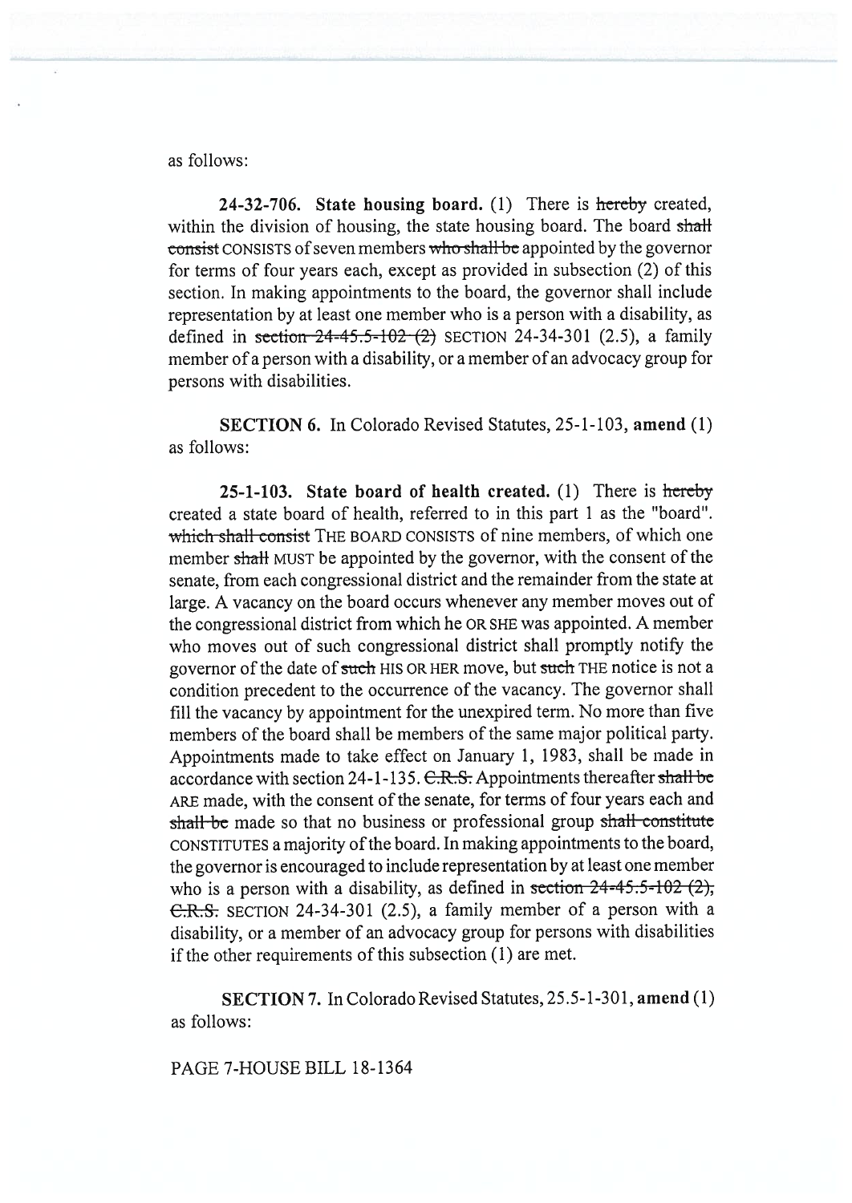as follows:

**24-32-706. State housing board.** (1) There is ~~hereby~~ created, within the division of housing, the state housing board. The board ~~shall consist~~ CONSISTS of seven members ~~who shall be~~ appointed by the governor for terms of four years each, except as provided in subsection (2) of this section. In making appointments to the board, the governor shall include representation by at least one member who is a person with a disability, as defined in ~~section 24-45.5-102 (2)~~ SECTION 24-34-301 (2.5), a family member of a person with a disability, or a member of an advocacy group for persons with disabilities.

**SECTION 6.** In Colorado Revised Statutes, 25-1-103, **amend** (1) as follows:

**25-1-103. State board of health created.** (1) There is ~~hereby~~ created a state board of health, referred to in this part 1 as the "board". ~~which shall consist~~ THE BOARD CONSISTS of nine members, of which one member ~~shall~~ MUST be appointed by the governor, with the consent of the senate, from each congressional district and the remainder from the state at large. A vacancy on the board occurs whenever any member moves out of the congressional district from which he OR SHE was appointed. A member who moves out of such congressional district shall promptly notify the governor of the date of ~~such~~ HIS OR HER move, but ~~such~~ THE notice is not a condition precedent to the occurrence of the vacancy. The governor shall fill the vacancy by appointment for the unexpired term. No more than five members of the board shall be members of the same major political party. Appointments made to take effect on January 1, 1983, shall be made in accordance with section 24-1-135. ~~C.R.S.~~ Appointments thereafter ~~shall be~~ ARE made, with the consent of the senate, for terms of four years each and ~~shall be~~ made so that no business or professional group ~~shall constitute~~ CONSTITUTES a majority of the board. In making appointments to the board, the governor is encouraged to include representation by at least one member who is a person with a disability, as defined in ~~section 24-45.5-102 (2), C.R.S.~~ SECTION 24-34-301 (2.5), a family member of a person with a disability, or a member of an advocacy group for persons with disabilities if the other requirements of this subsection (1) are met.

**SECTION 7.** In Colorado Revised Statutes, 25.5-1-301, **amend** (1) as follows: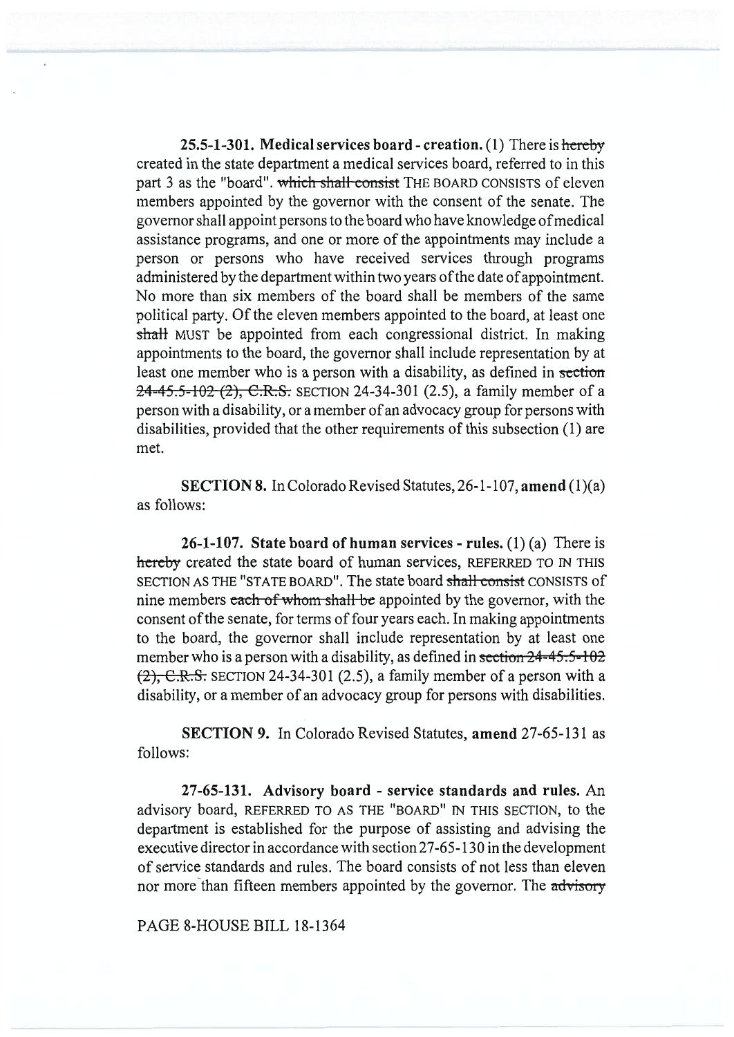**25.5-1-301. Medical services board - creation.** (1) There is ~~hereby~~ created in the state department a medical services board, referred to in this part 3 as the "board". ~~which shall consist~~ THE BOARD CONSISTS of eleven members appointed by the governor with the consent of the senate. The governor shall appoint persons to the board who have knowledge of medical assistance programs, and one or more of the appointments may include a person or persons who have received services through programs administered by the department within two years of the date of appointment. No more than six members of the board shall be members of the same political party. Of the eleven members appointed to the board, at least one ~~shall~~ MUST be appointed from each congressional district. In making appointments to the board, the governor shall include representation by at least one member who is a person with a disability, as defined in ~~section 24-45.5-102 (2), C.R.S.~~ SECTION 24-34-301 (2.5), a family member of a person with a disability, or a member of an advocacy group for persons with disabilities, provided that the other requirements of this subsection (1) are met.

**SECTION 8.** In Colorado Revised Statutes, 26-1-107, **amend** (1)(a) as follows:

**26-1-107. State board of human services - rules.** (1) (a) There is ~~hereby~~ created the state board of human services, REFERRED TO IN THIS SECTION AS THE "STATE BOARD". The state board ~~shall consist~~ CONSISTS of nine members ~~each of whom shall be~~ appointed by the governor, with the consent of the senate, for terms of four years each. In making appointments to the board, the governor shall include representation by at least one member who is a person with a disability, as defined in ~~section 24-45.5-102 (2), C.R.S.~~ SECTION 24-34-301 (2.5), a family member of a person with a disability, or a member of an advocacy group for persons with disabilities.

**SECTION 9.** In Colorado Revised Statutes, **amend** 27-65-131 as follows:

**27-65-131. Advisory board - service standards and rules.** An advisory board, REFERRED TO AS THE "BOARD" IN THIS SECTION, to the department is established for the purpose of assisting and advising the executive director in accordance with section 27-65-130 in the development of service standards and rules. The board consists of not less than eleven nor more than fifteen members appointed by the governor. The ~~advisory~~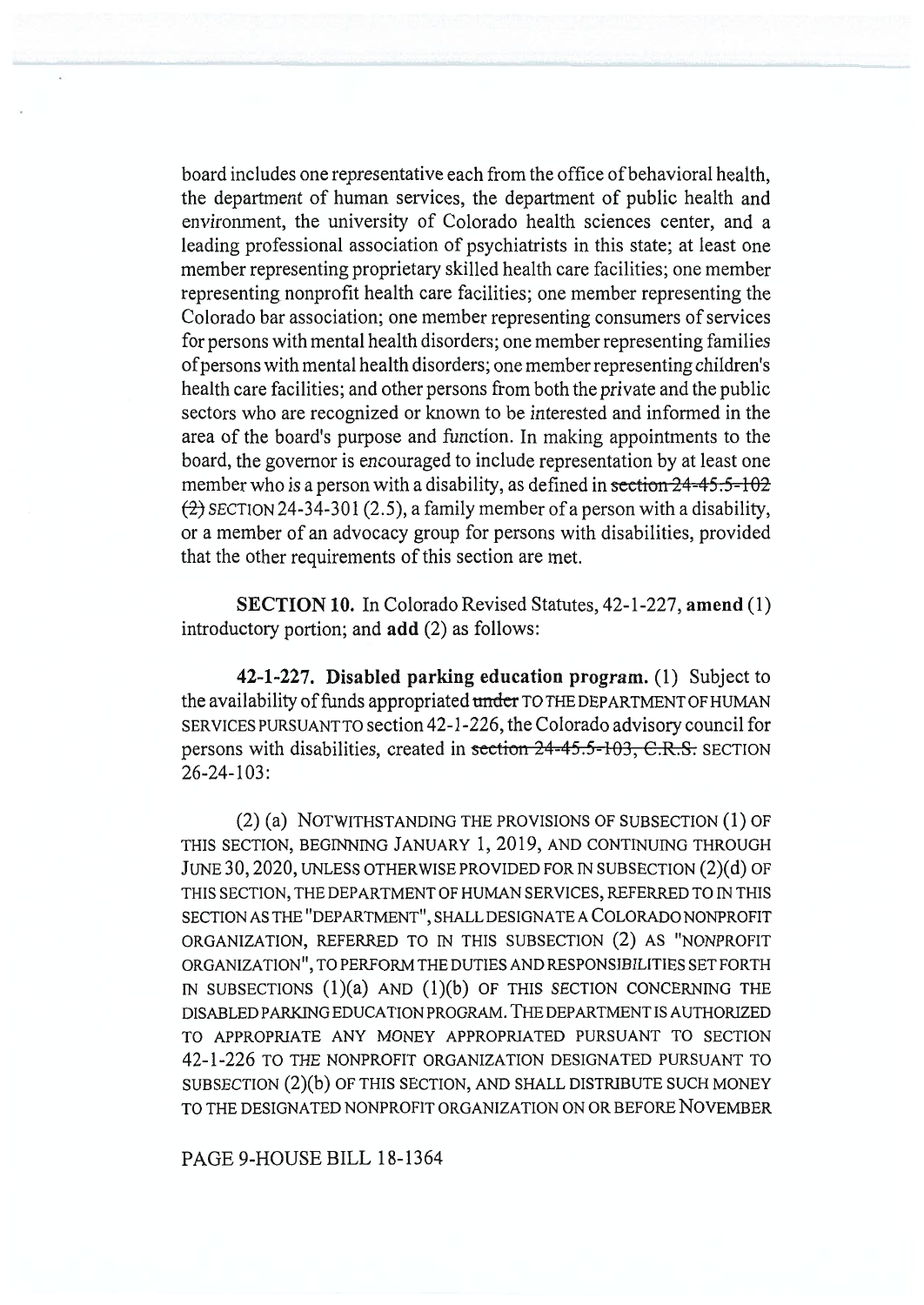board includes one representative each from the office of behavioral health, the department of human services, the department of public health and environment, the university of Colorado health sciences center, and a leading professional association of psychiatrists in this state; at least one member representing proprietary skilled health care facilities; one member representing nonprofit health care facilities; one member representing the Colorado bar association; one member representing consumers of services for persons with mental health disorders; one member representing families of persons with mental health disorders; one member representing children's health care facilities; and other persons from both the private and the public sectors who are recognized or known to be interested and informed in the area of the board's purpose and function. In making appointments to the board, the governor is encouraged to include representation by at least one member who is a person with a disability, as defined in ~~section 24-45.5-102 (2)~~ SECTION 24-34-301 (2.5), a family member of a person with a disability, or a member of an advocacy group for persons with disabilities, provided that the other requirements of this section are met.

**SECTION 10.** In Colorado Revised Statutes, 42-1-227, **amend** (1) introductory portion; and **add** (2) as follows:

**42-1-227. Disabled parking education program.** (1) Subject to the availability of funds appropriated ~~under~~ TO THE DEPARTMENT OF HUMAN SERVICES PURSUANT TO section 42-1-226, the Colorado advisory council for persons with disabilities, created in ~~section 24-45.5-103, C.R.S.~~ SECTION 26-24-103:

(2) (a) NOTWITHSTANDING THE PROVISIONS OF SUBSECTION (1) OF THIS SECTION, BEGINNING JANUARY 1, 2019, AND CONTINUING THROUGH JUNE 30, 2020, UNLESS OTHERWISE PROVIDED FOR IN SUBSECTION (2)(d) OF THIS SECTION, THE DEPARTMENT OF HUMAN SERVICES, REFERRED TO IN THIS SECTION AS THE "DEPARTMENT", SHALL DESIGNATE A COLORADO NONPROFIT ORGANIZATION, REFERRED TO IN THIS SUBSECTION (2) AS "NONPROFIT ORGANIZATION", TO PERFORM THE DUTIES AND RESPONSIBILITIES SET FORTH IN SUBSECTIONS (1)(a) AND (1)(b) OF THIS SECTION CONCERNING THE DISABLED PARKING EDUCATION PROGRAM. THE DEPARTMENT IS AUTHORIZED TO APPROPRIATE ANY MONEY APPROPRIATED PURSUANT TO SECTION 42-1-226 TO THE NONPROFIT ORGANIZATION DESIGNATED PURSUANT TO SUBSECTION (2)(b) OF THIS SECTION, AND SHALL DISTRIBUTE SUCH MONEY TO THE DESIGNATED NONPROFIT ORGANIZATION ON OR BEFORE NOVEMBER

PAGE 9-HOUSE BILL 18-1364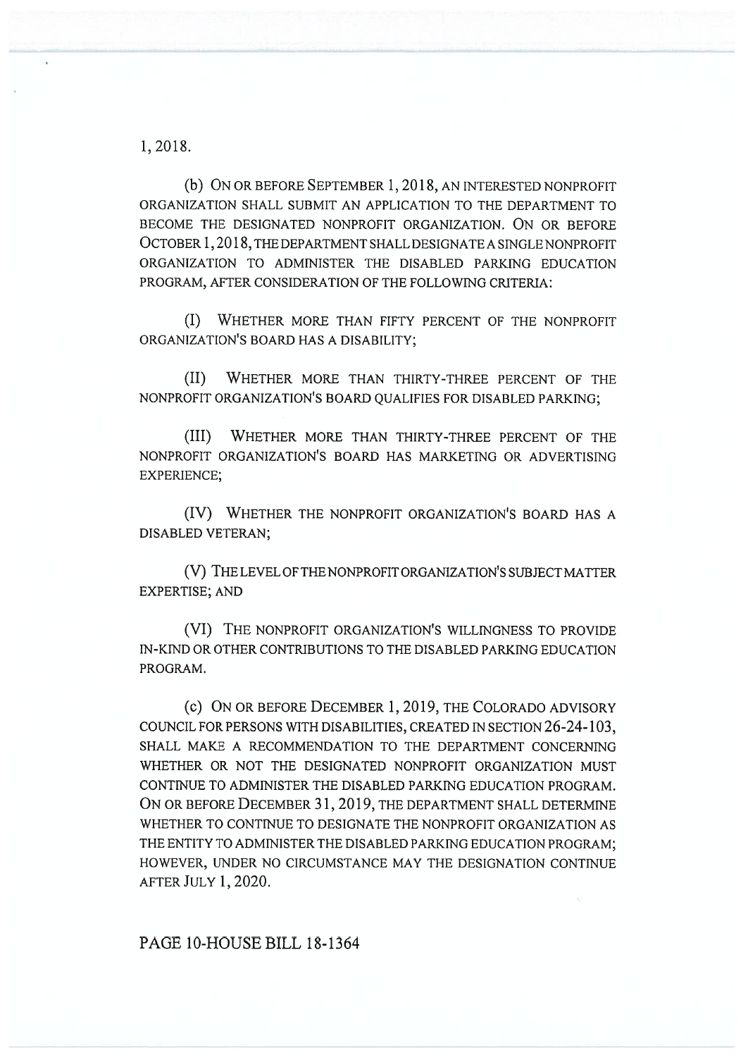1, 2018.

(b) ON OR BEFORE SEPTEMBER 1, 2018, AN INTERESTED NONPROFIT ORGANIZATION SHALL SUBMIT AN APPLICATION TO THE DEPARTMENT TO BECOME THE DESIGNATED NONPROFIT ORGANIZATION. ON OR BEFORE OCTOBER 1, 2018, THE DEPARTMENT SHALL DESIGNATE A SINGLE NONPROFIT ORGANIZATION TO ADMINISTER THE DISABLED PARKING EDUCATION PROGRAM, AFTER CONSIDERATION OF THE FOLLOWING CRITERIA:

(I) WHETHER MORE THAN FIFTY PERCENT OF THE NONPROFIT ORGANIZATION'S BOARD HAS A DISABILITY;

(II) WHETHER MORE THAN THIRTY-THREE PERCENT OF THE NONPROFIT ORGANIZATION'S BOARD QUALIFIES FOR DISABLED PARKING;

(III) WHETHER MORE THAN THIRTY-THREE PERCENT OF THE NONPROFIT ORGANIZATION'S BOARD HAS MARKETING OR ADVERTISING EXPERIENCE;

(IV) WHETHER THE NONPROFIT ORGANIZATION'S BOARD HAS A DISABLED VETERAN;

(V) THE LEVEL OF THE NONPROFIT ORGANIZATION'S SUBJECT MATTER EXPERTISE; AND

(VI) THE NONPROFIT ORGANIZATION'S WILLINGNESS TO PROVIDE IN-KIND OR OTHER CONTRIBUTIONS TO THE DISABLED PARKING EDUCATION PROGRAM.

(c) ON OR BEFORE DECEMBER 1, 2019, THE COLORADO ADVISORY COUNCIL FOR PERSONS WITH DISABILITIES, CREATED IN SECTION 26-24-103, SHALL MAKE A RECOMMENDATION TO THE DEPARTMENT CONCERNING WHETHER OR NOT THE DESIGNATED NONPROFIT ORGANIZATION MUST CONTINUE TO ADMINISTER THE DISABLED PARKING EDUCATION PROGRAM. ON OR BEFORE DECEMBER 31, 2019, THE DEPARTMENT SHALL DETERMINE WHETHER TO CONTINUE TO DESIGNATE THE NONPROFIT ORGANIZATION AS THE ENTITY TO ADMINISTER THE DISABLED PARKING EDUCATION PROGRAM; HOWEVER, UNDER NO CIRCUMSTANCE MAY THE DESIGNATION CONTINUE AFTER JULY 1, 2020.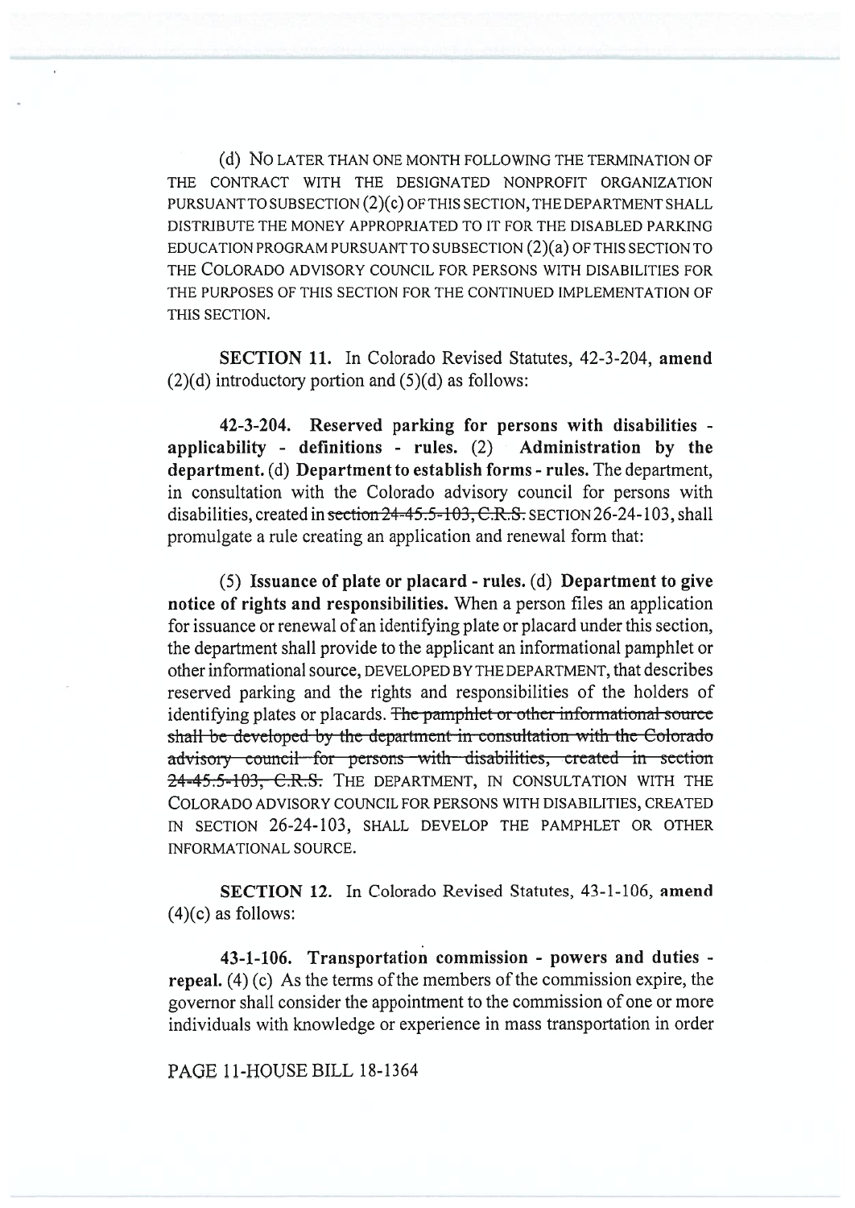(d) NO LATER THAN ONE MONTH FOLLOWING THE TERMINATION OF THE CONTRACT WITH THE DESIGNATED NONPROFIT ORGANIZATION PURSUANT TO SUBSECTION (2)(c) OF THIS SECTION, THE DEPARTMENT SHALL DISTRIBUTE THE MONEY APPROPRIATED TO IT FOR THE DISABLED PARKING EDUCATION PROGRAM PURSUANT TO SUBSECTION (2)(a) OF THIS SECTION TO THE COLORADO ADVISORY COUNCIL FOR PERSONS WITH DISABILITIES FOR THE PURPOSES OF THIS SECTION FOR THE CONTINUED IMPLEMENTATION OF THIS SECTION.

**SECTION 11.** In Colorado Revised Statutes, 42-3-204, **amend** (2)(d) introductory portion and (5)(d) as follows:

**42-3-204. Reserved parking for persons with disabilities - applicability - definitions - rules.** (2) **Administration by the department.** (d) **Department to establish forms - rules.** The department, in consultation with the Colorado advisory council for persons with disabilities, created in ~~section 24-45.5-103, C.R.S.~~ SECTION 26-24-103, shall promulgate a rule creating an application and renewal form that:

(5) **Issuance of plate or placard - rules.** (d) **Department to give notice of rights and responsibilities.** When a person files an application for issuance or renewal of an identifying plate or placard under this section, the department shall provide to the applicant an informational pamphlet or other informational source, DEVELOPED BY THE DEPARTMENT, that describes reserved parking and the rights and responsibilities of the holders of identifying plates or placards. ~~The pamphlet or other informational source shall be developed by the department in consultation with the Colorado advisory council for persons with disabilities, created in section 24-45.5-103, C.R.S.~~ THE DEPARTMENT, IN CONSULTATION WITH THE COLORADO ADVISORY COUNCIL FOR PERSONS WITH DISABILITIES, CREATED IN SECTION 26-24-103, SHALL DEVELOP THE PAMPHLET OR OTHER INFORMATIONAL SOURCE.

**SECTION 12.** In Colorado Revised Statutes, 43-1-106, **amend** (4)(c) as follows:

**43-1-106. Transportation commission - powers and duties - repeal.** (4) (c) As the terms of the members of the commission expire, the governor shall consider the appointment to the commission of one or more individuals with knowledge or experience in mass transportation in order

PAGE 11-HOUSE BILL 18-1364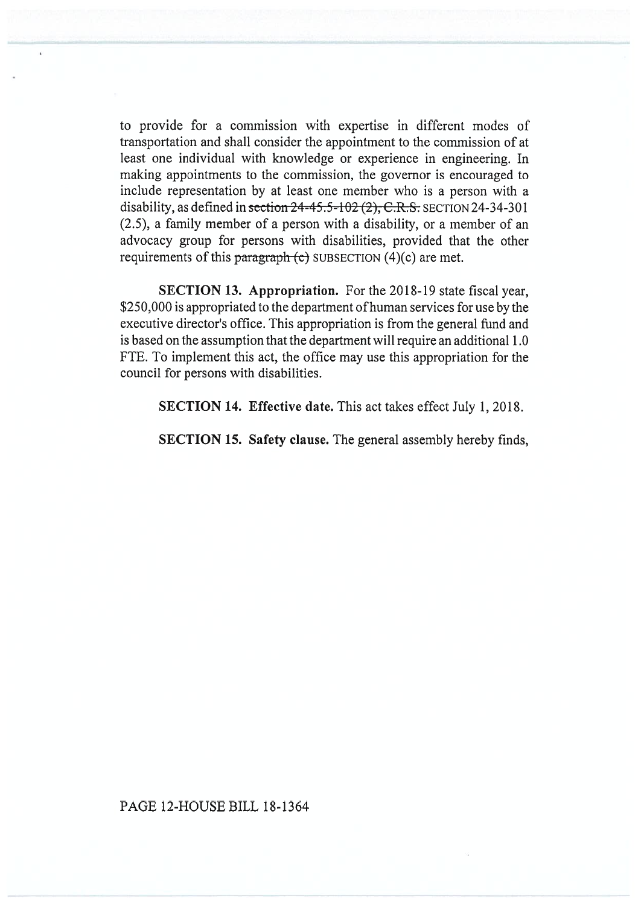to provide for a commission with expertise in different modes of transportation and shall consider the appointment to the commission of at least one individual with knowledge or experience in engineering. In making appointments to the commission, the governor is encouraged to include representation by at least one member who is a person with a disability, as defined in ~~section 24-45.5-102 (2), C.R.S.~~ SECTION 24-34-301 (2.5), a family member of a person with a disability, or a member of an advocacy group for persons with disabilities, provided that the other requirements of this ~~paragraph (c)~~ SUBSECTION (4)(c) are met.

**SECTION 13. Appropriation.** For the 2018-19 state fiscal year, $250,000 is appropriated to the department of human services for use by the executive director's office. This appropriation is from the general fund and is based on the assumption that the department will require an additional 1.0 FTE. To implement this act, the office may use this appropriation for the council for persons with disabilities.

**SECTION 14. Effective date.** This act takes effect July 1, 2018.

**SECTION 15. Safety clause.** The general assembly hereby finds,

PAGE 12-HOUSE BILL 18-1364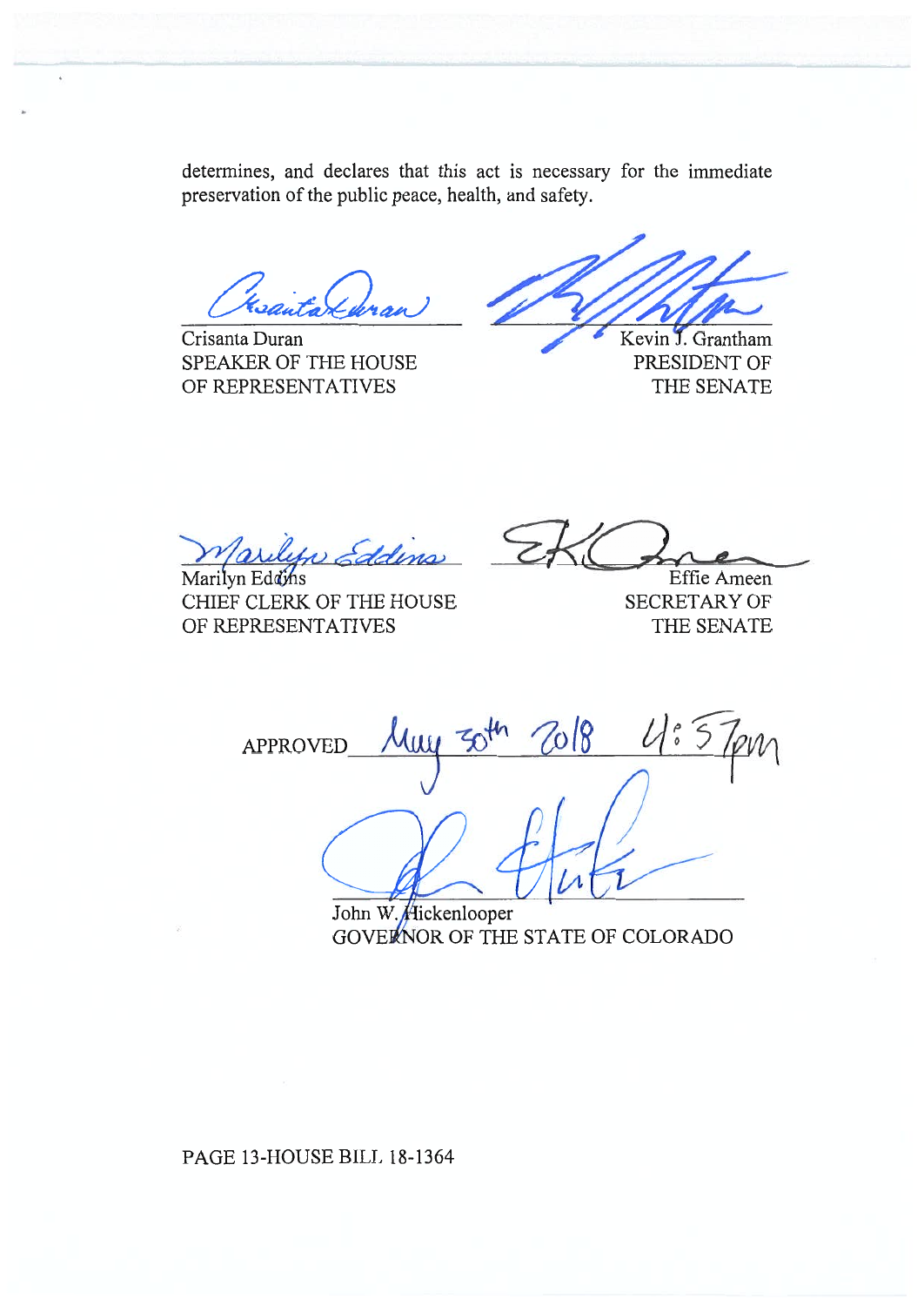determines, and declares that this act is necessary for the immediate preservation of the public peace, health, and safety.

Crisanta Duran
SPEAKER OF THE HOUSE
OF REPRESENTATIVES

Kevin J. Grantham
PRESIDENT OF
THE SENATE

Marilyn Eddins
CHIEF CLERK OF THE HOUSE
OF REPRESENTATIVES

Effie Ameen
SECRETARY OF
THE SENATE

APPROVED May 30th 2018 4:57pm

John W. Hickenlooper
GOVERNOR OF THE STATE OF COLORADO

PAGE 13-HOUSE BILL 18-1364